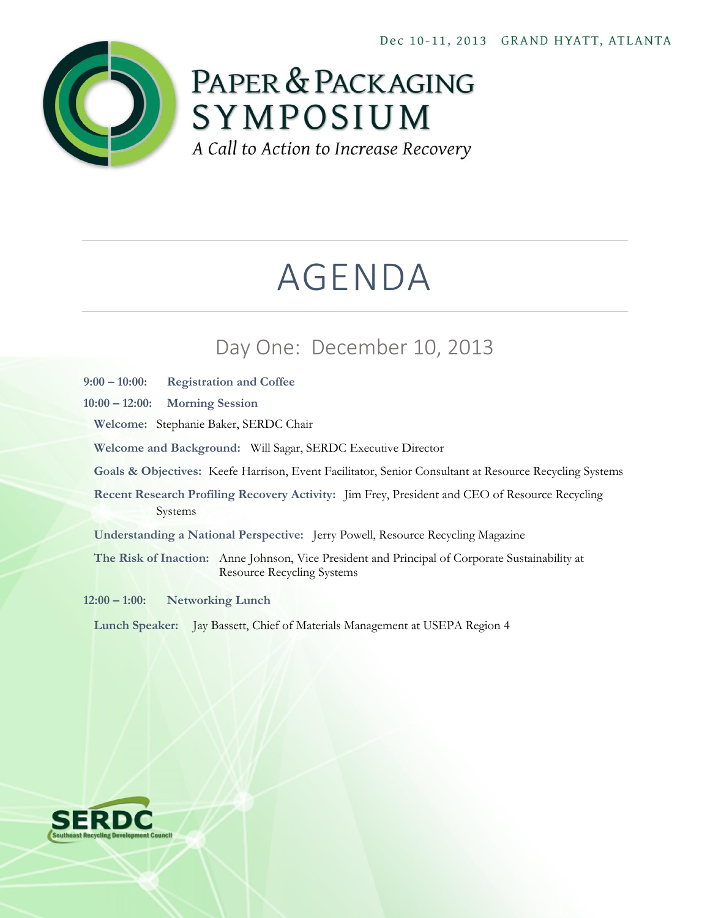Dec 10-11, 2013 GRAND HYATT, ATLANTA

# PAPER & PACKAGING SYMPOSIUM

*A Call to Action to Increase Recovery*

# AGENDA

## Day One: December 10, 2013

**9:00 – 10:00: Registration and Coffee**

**10:00 – 12:00: Morning Session**

**Welcome:** Stephanie Baker, SERDC Chair

**Welcome and Background:** Will Sagar, SERDC Executive Director

**Goals & Objectives:** Keefe Harrison, Event Facilitator, Senior Consultant at Resource Recycling Systems

**Recent Research Profiling Recovery Activity:** Jim Frey, President and CEO of Resource Recycling Systems

**Understanding a National Perspective:** Jerry Powell, Resource Recycling Magazine

**The Risk of Inaction:** Anne Johnson, Vice President and Principal of Corporate Sustainability at Resource Recycling Systems

**12:00 – 1:00: Networking Lunch**

**Lunch Speaker:** Jay Bassett, Chief of Materials Management at USEPA Region 4

SERDC
Southeast Recycling Development Council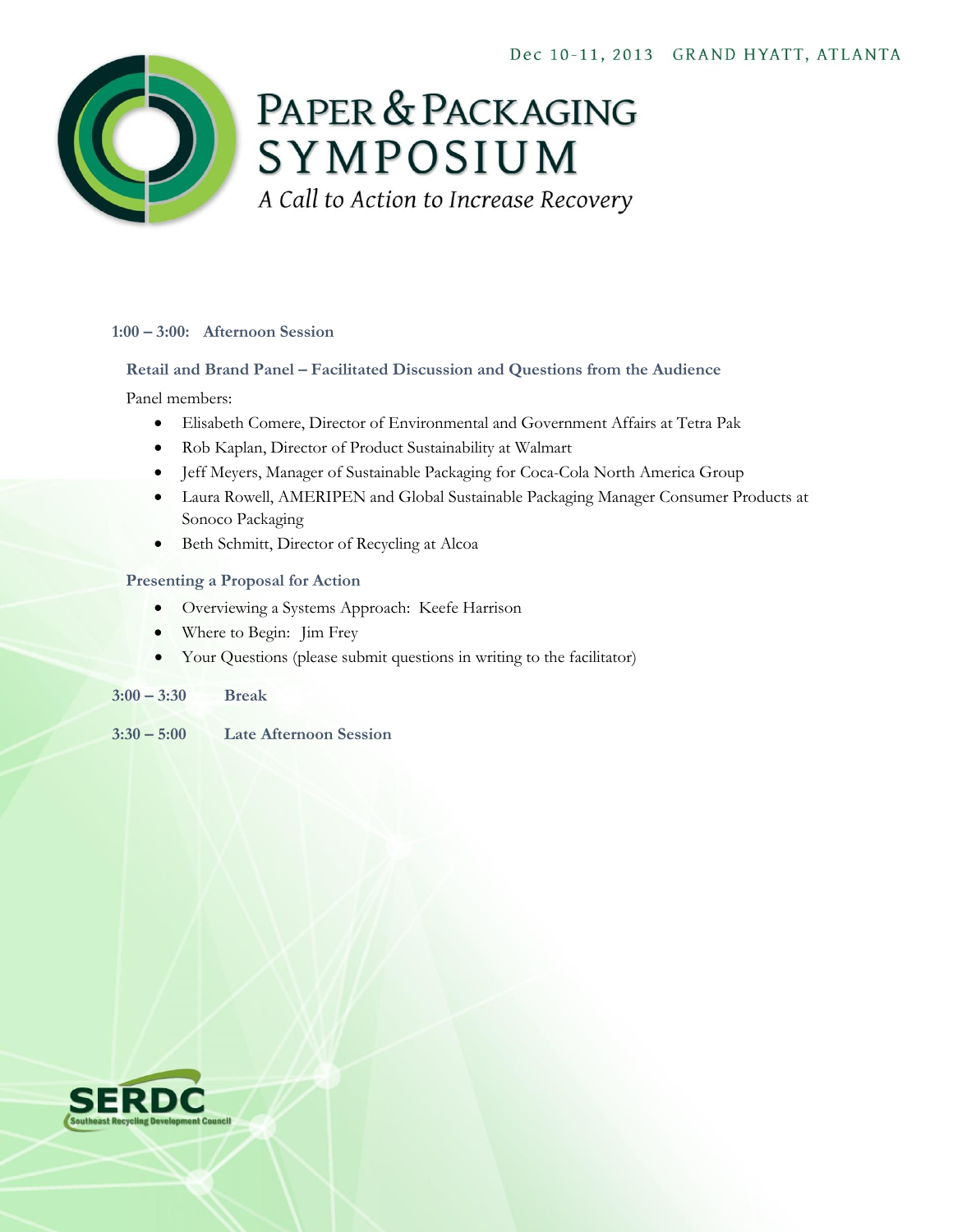**1:00 – 3:00: Afternoon Session**

**Retail and Brand Panel – Facilitated Discussion and Questions from the Audience**

Panel members:

- Elisabeth Comere, Director of Environmental and Government Affairs at Tetra Pak
- Rob Kaplan, Director of Product Sustainability at Walmart
- Jeff Meyers, Manager of Sustainable Packaging for Coca-Cola North America Group
- Laura Rowell, AMERIPEN and Global Sustainable Packaging Manager Consumer Products at Sonoco Packaging
- Beth Schmitt, Director of Recycling at Alcoa

**Presenting a Proposal for Action**

- Overviewing a Systems Approach: Keefe Harrison
- Where to Begin: Jim Frey
- Your Questions (please submit questions in writing to the facilitator)

**3:00 – 3:30 Break**

**3:30 – 5:00 Late Afternoon Session**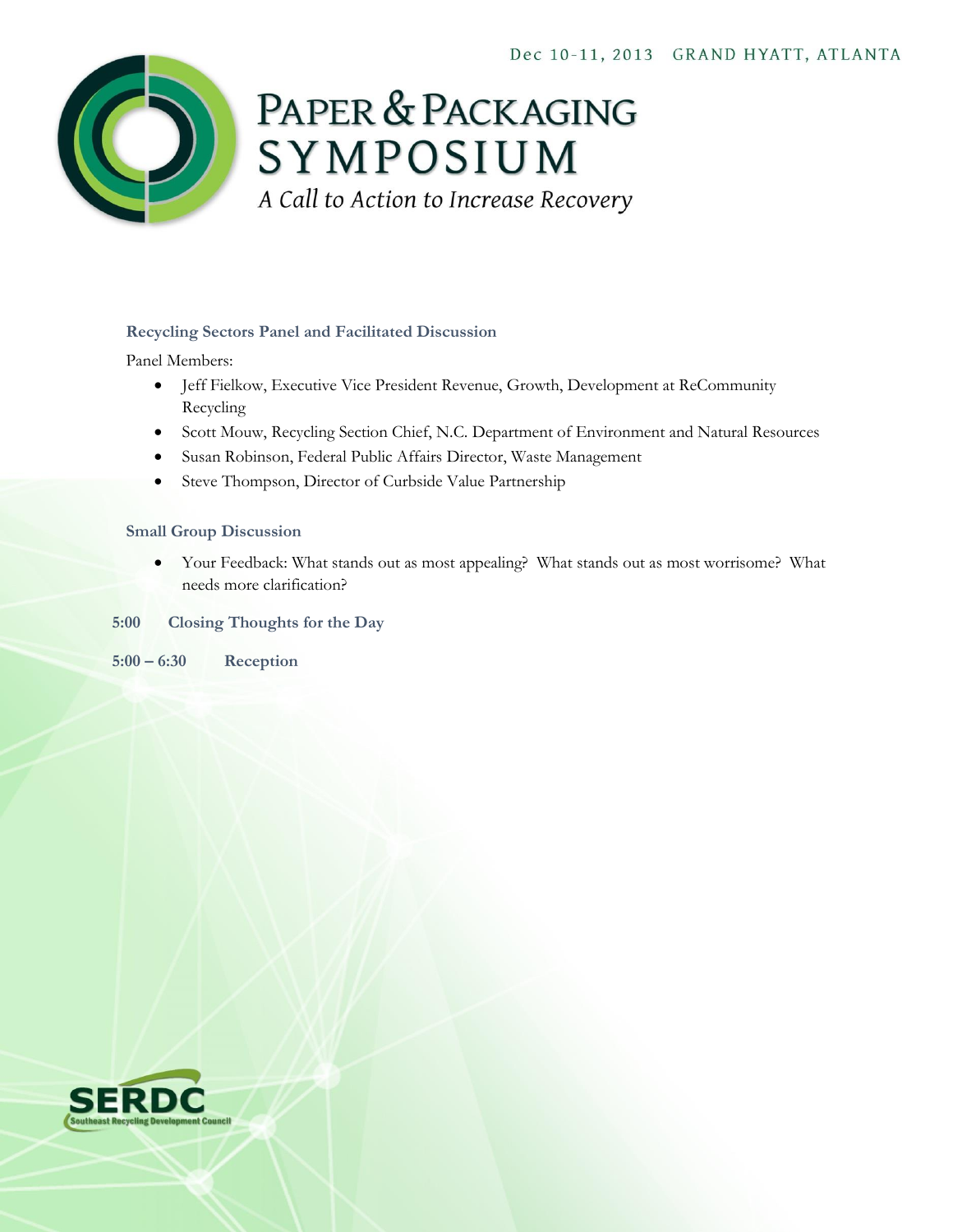**Recycling Sectors Panel and Facilitated Discussion**

Panel Members:

- Jeff Fielkow, Executive Vice President Revenue, Growth, Development at ReCommunity Recycling
- Scott Mouw, Recycling Section Chief, N.C. Department of Environment and Natural Resources
- Susan Robinson, Federal Public Affairs Director, Waste Management
- Steve Thompson, Director of Curbside Value Partnership

**Small Group Discussion**

- Your Feedback: What stands out as most appealing? What stands out as most worrisome? What needs more clarification?

**5:00 Closing Thoughts for the Day**

**5:00 – 6:30 Reception**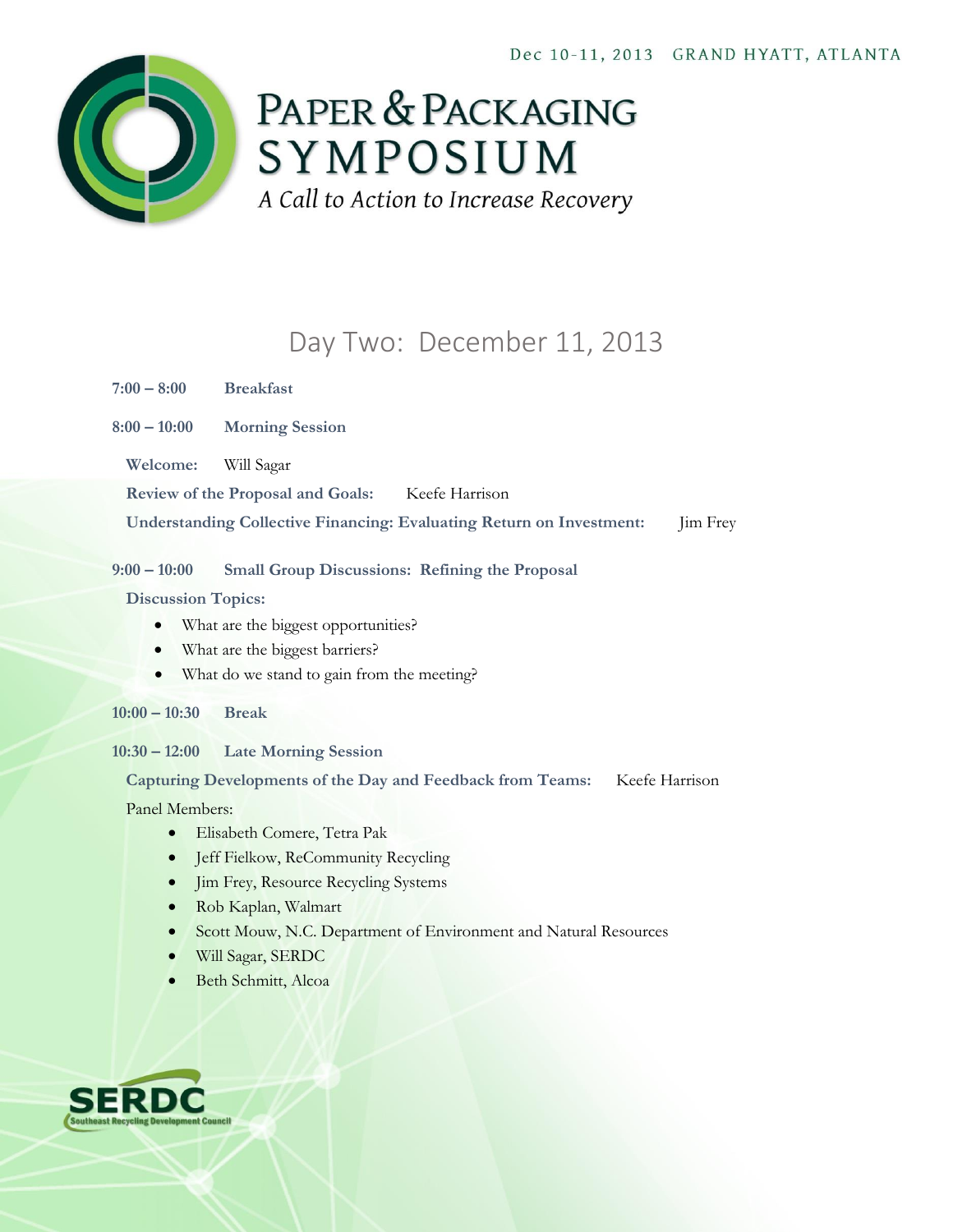Dec 10-11, 2013 GRAND HYATT, ATLANTA

# PAPER & PACKAGING SYMPOSIUM

*A Call to Action to Increase Recovery*

## Day Two: December 11, 2013

**7:00 – 8:00** **Breakfast**

**8:00 – 10:00** **Morning Session**

**Welcome:** Will Sagar

**Review of the Proposal and Goals:** Keefe Harrison

**Understanding Collective Financing: Evaluating Return on Investment:** Jim Frey

**9:00 – 10:00** **Small Group Discussions: Refining the Proposal**

**Discussion Topics:**

- What are the biggest opportunities?
- What are the biggest barriers?
- What do we stand to gain from the meeting?

**10:00 – 10:30** **Break**

**10:30 – 12:00** **Late Morning Session**

**Capturing Developments of the Day and Feedback from Teams:** Keefe Harrison

Panel Members:

- Elisabeth Comere, Tetra Pak
- Jeff Fielkow, ReCommunity Recycling
- Jim Frey, Resource Recycling Systems
- Rob Kaplan, Walmart
- Scott Mouw, N.C. Department of Environment and Natural Resources
- Will Sagar, SERDC
- Beth Schmitt, Alcoa

SERDC Southeast Recycling Development Council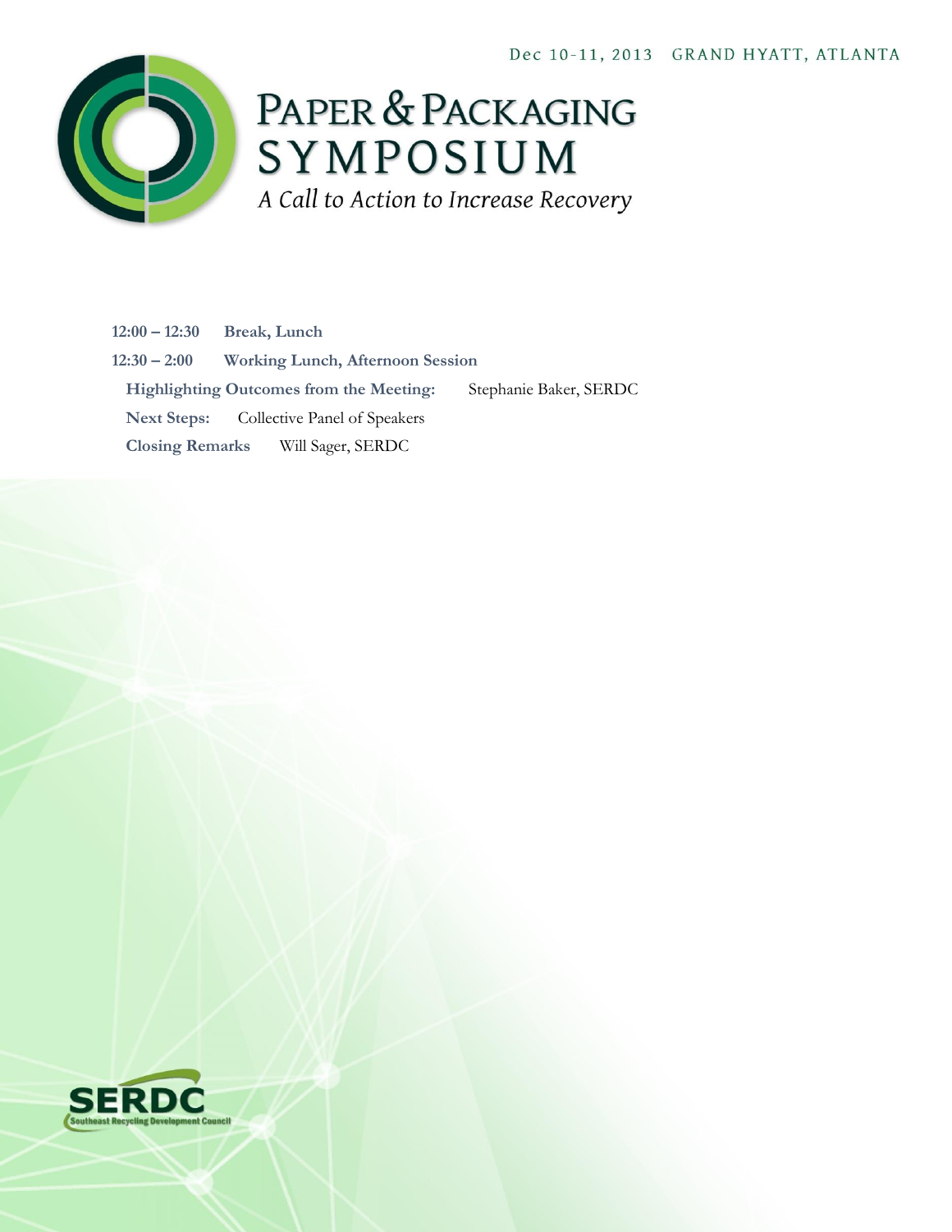12:00 – 12:30 **Break, Lunch**

12:30 – 2:00 **Working Lunch, Afternoon Session**

**Highlighting Outcomes from the Meeting:** Stephanie Baker, SERDC

**Next Steps:** Collective Panel of Speakers

**Closing Remarks** Will Sager, SERDC